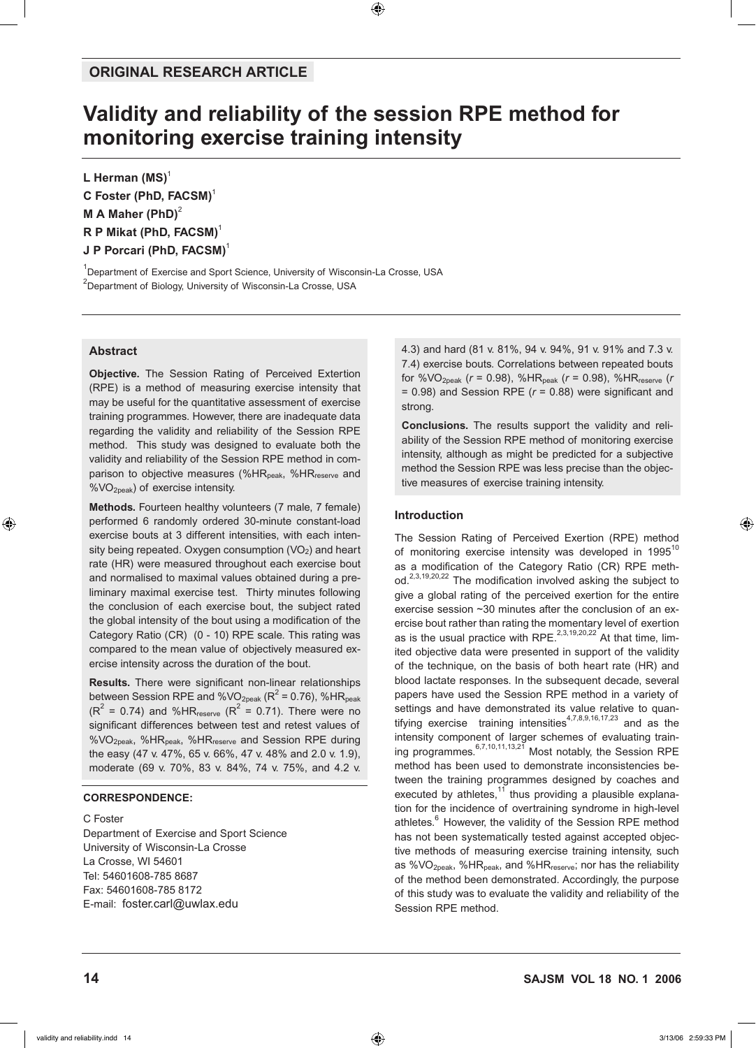ORIGINAL RESEARCH ARTICLE

# Validity and reliability of the session RPE method for monitoring exercise training intensity

**L Herman (MS)**[1]
**C Foster (PhD, FACSM)**[1]
**M A Maher (PhD)**[2]
**R P Mikat (PhD, FACSM)**[1]
**J P Porcari (PhD, FACSM)**[1]

[1]Department of Exercise and Sport Science, University of Wisconsin-La Crosse, USA
[2]Department of Biology, University of Wisconsin-La Crosse, USA

## Abstract

**Objective.** The Session Rating of Perceived Extertion (RPE) is a method of measuring exercise intensity that may be useful for the quantitative assessment of exercise training programmes. However, there are inadequate data regarding the validity and reliability of the Session RPE method. This study was designed to evaluate both the validity and reliability of the Session RPE method in comparison to objective measures (%$HR_{peak}$, %$HR_{reserve}$ and %$VO_{2peak}$) of exercise intensity.

**Methods.** Fourteen healthy volunteers (7 male, 7 female) performed 6 randomly ordered 30-minute constant-load exercise bouts at 3 different intensities, with each intensity being repeated. Oxygen consumption ($VO_2$) and heart rate (HR) were measured throughout each exercise bout and normalised to maximal values obtained during a preliminary maximal exercise test. Thirty minutes following the conclusion of each exercise bout, the subject rated the global intensity of the bout using a modification of the Category Ratio (CR) (0 - 10) RPE scale. This rating was compared to the mean value of objectively measured exercise intensity across the duration of the bout.

**Results.** There were significant non-linear relationships between Session RPE and %$VO_{2peak}$ ($R^2$ = 0.76), %$HR_{peak}$ ($R^2$ = 0.74) and %$HR_{reserve}$ ($R^2$ = 0.71). There were no significant differences between test and retest values of %$VO_{2peak}$, %$HR_{peak}$, %$HR_{reserve}$ and Session RPE during the easy (47 v. 47%, 65 v. 66%, 47 v. 48% and 2.0 v. 1.9), moderate (69 v. 70%, 83 v. 84%, 74 v. 75%, and 4.2 v. 4.3) and hard (81 v. 81%, 94 v. 94%, 91 v. 91% and 7.3 v. 7.4) exercise bouts. Correlations between repeated bouts for %$VO_{2peak}$ ($r$ = 0.98), %$HR_{peak}$ ($r$ = 0.98), %$HR_{reserve}$ ($r$ = 0.98) and Session RPE ($r$ = 0.88) were significant and strong.

**Conclusions.** The results support the validity and reliability of the Session RPE method of monitoring exercise intensity, although as might be predicted for a subjective method the Session RPE was less precise than the objective measures of exercise training intensity.

**CORRESPONDENCE:**

C Foster
Department of Exercise and Sport Science
University of Wisconsin-La Crosse
La Crosse, WI 54601
Tel: 54601608-785 8687
Fax: 54601608-785 8172
E-mail: foster.carl@uwlax.edu

## Introduction

The Session Rating of Perceived Exertion (RPE) method of monitoring exercise intensity was developed in 1995[10] as a modification of the Category Ratio (CR) RPE method.[2,3,19,20,22] The modification involved asking the subject to give a global rating of the perceived exertion for the entire exercise session ~30 minutes after the conclusion of an exercise bout rather than rating the momentary level of exertion as is the usual practice with RPE.[2,3,19,20,22] At that time, limited objective data were presented in support of the validity of the technique, on the basis of both heart rate (HR) and blood lactate responses. In the subsequent decade, several papers have used the Session RPE method in a variety of settings and have demonstrated its value relative to quantifying exercise training intensities[4,7,8,9,16,17,23] and as the intensity component of larger schemes of evaluating training programmes.[6,7,10,11,13,21] Most notably, the Session RPE method has been used to demonstrate inconsistencies between the training programmes designed by coaches and executed by athletes,[11] thus providing a plausible explanation for the incidence of overtraining syndrome in high-level athletes.[6] However, the validity of the Session RPE method has not been systematically tested against accepted objective methods of measuring exercise training intensity, such as %$VO_{2peak}$, %$HR_{peak}$, and %$HR_{reserve}$; nor has the reliability of the method been demonstrated. Accordingly, the purpose of this study was to evaluate the validity and reliability of the Session RPE method.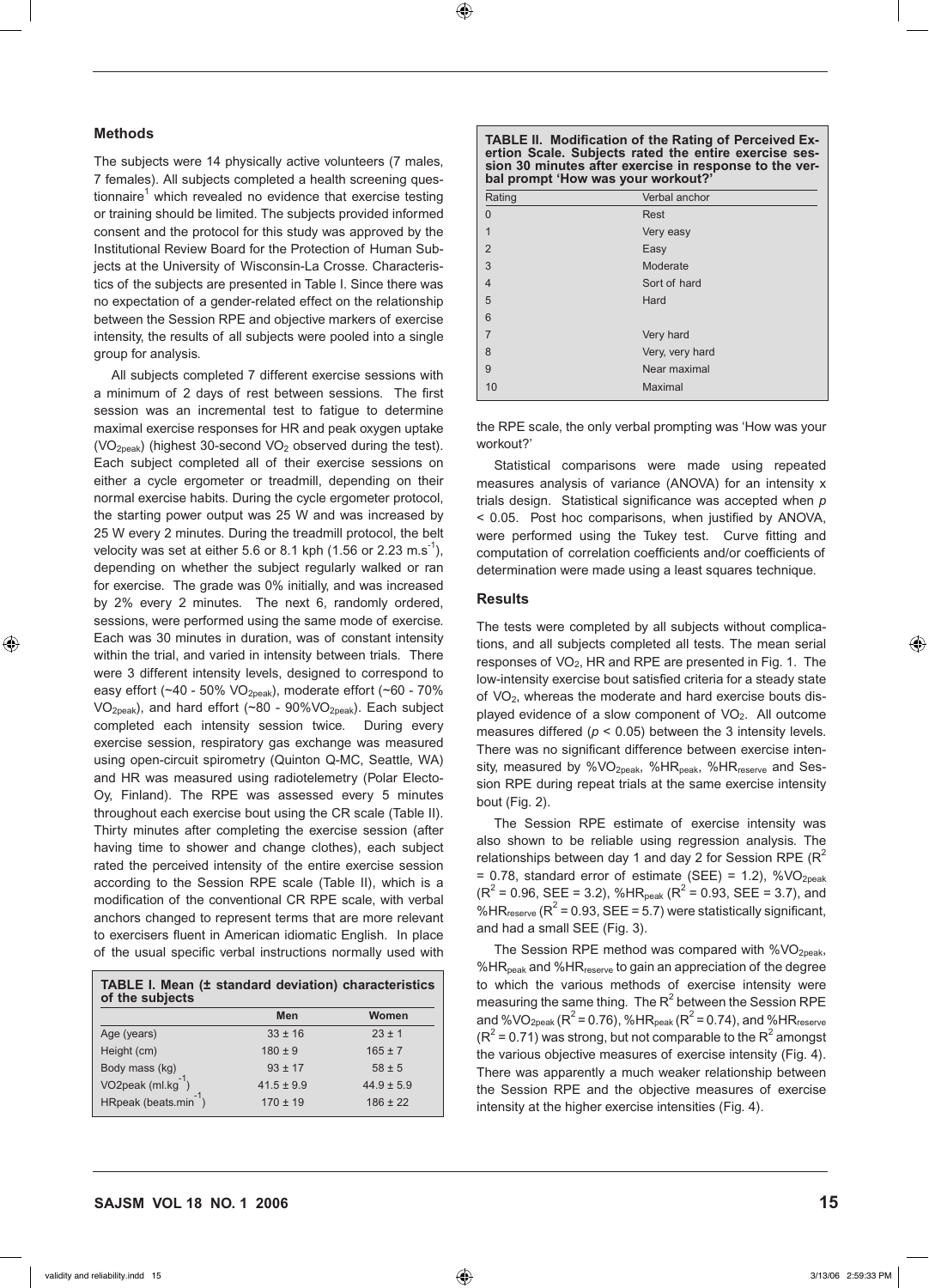## Methods

The subjects were 14 physically active volunteers (7 males, 7 females). All subjects completed a health screening questionnaire[1] which revealed no evidence that exercise testing or training should be limited. The subjects provided informed consent and the protocol for this study was approved by the Institutional Review Board for the Protection of Human Subjects at the University of Wisconsin-La Crosse. Characteristics of the subjects are presented in Table I. Since there was no expectation of a gender-related effect on the relationship between the Session RPE and objective markers of exercise intensity, the results of all subjects were pooled into a single group for analysis.

All subjects completed 7 different exercise sessions with a minimum of 2 days of rest between sessions. The first session was an incremental test to fatigue to determine maximal exercise responses for HR and peak oxygen uptake ($VO_{2peak}$) (highest 30-second $VO_2$ observed during the test). Each subject completed all of their exercise sessions on either a cycle ergometer or treadmill, depending on their normal exercise habits. During the cycle ergometer protocol, the starting power output was 25 W and was increased by 25 W every 2 minutes. During the treadmill protocol, the belt velocity was set at either 5.6 or 8.1 kph (1.56 or 2.23 $m.s^{-1}$), depending on whether the subject regularly walked or ran for exercise. The grade was 0% initially, and was increased by 2% every 2 minutes. The next 6, randomly ordered, sessions, were performed using the same mode of exercise. Each was 30 minutes in duration, was of constant intensity within the trial, and varied in intensity between trials. There were 3 different intensity levels, designed to correspond to easy effort (~40 - 50% $VO_{2peak}$), moderate effort (~60 - 70% $VO_{2peak}$), and hard effort (~80 - 90%$VO_{2peak}$). Each subject completed each intensity session twice. During every exercise session, respiratory gas exchange was measured using open-circuit spirometry (Quinton Q-MC, Seattle, WA) and HR was measured using radiotelemetry (Polar Electo-Oy, Finland). The RPE was assessed every 5 minutes throughout each exercise bout using the CR scale (Table II). Thirty minutes after completing the exercise session (after having time to shower and change clothes), each subject rated the perceived intensity of the entire exercise session according to the Session RPE scale (Table II), which is a modification of the conventional CR RPE scale, with verbal anchors changed to represent terms that are more relevant to exercisers fluent in American idiomatic English. In place of the usual specific verbal instructions normally used with the RPE scale, the only verbal prompting was 'How was your workout?'

**TABLE I. Mean (± standard deviation) characteristics of the subjects**

| | Men | Women |
|---|---|---|
| Age (years) | 33 ± 16 | 23 ± 1 |
| Height (cm) | 180 ± 9 | 165 ± 7 |
| Body mass (kg) | 93 ± 17 | 58 ± 5 |
| VO2peak ($ml.kg^{-1}$) | 41.5 ± 9.9 | 44.9 ± 5.9 |
| HRpeak ($beats.min^{-1}$) | 170 ± 19 | 186 ± 22 |

**TABLE II. Modification of the Rating of Perceived Exertion Scale. Subjects rated the entire exercise session 30 minutes after exercise in response to the verbal prompt 'How was your workout?'**

| Rating | Verbal anchor |
|---|---|
| 0 | Rest |
| 1 | Very easy |
| 2 | Easy |
| 3 | Moderate |
| 4 | Sort of hard |
| 5 | Hard |
| 6 | |
| 7 | Very hard |
| 8 | Very, very hard |
| 9 | Near maximal |
| 10 | Maximal |

Statistical comparisons were made using repeated measures analysis of variance (ANOVA) for an intensity x trials design. Statistical significance was accepted when $p < 0.05$. Post hoc comparisons, when justified by ANOVA, were performed using the Tukey test. Curve fitting and computation of correlation coefficients and/or coefficients of determination were made using a least squares technique.

## Results

The tests were completed by all subjects without complications, and all subjects completed all tests. The mean serial responses of $VO_2$, HR and RPE are presented in Fig. 1. The low-intensity exercise bout satisfied criteria for a steady state of $VO_2$, whereas the moderate and hard exercise bouts displayed evidence of a slow component of $VO_2$. All outcome measures differed ($p < 0.05$) between the 3 intensity levels. There was no significant difference between exercise intensity, measured by %$VO_{2peak}$, %$HR_{peak}$, %$HR_{reserve}$ and Session RPE during repeat trials at the same exercise intensity bout (Fig. 2).

The Session RPE estimate of exercise intensity was also shown to be reliable using regression analysis. The relationships between day 1 and day 2 for Session RPE ($R^2$ = 0.78, standard error of estimate (SEE) = 1.2), %$VO_{2peak}$ ($R^2$ = 0.96, SEE = 3.2), %$HR_{peak}$ ($R^2$ = 0.93, SEE = 3.7), and %$HR_{reserve}$ ($R^2$ = 0.93, SEE = 5.7) were statistically significant, and had a small SEE (Fig. 3).

The Session RPE method was compared with %$VO_{2peak}$, %$HR_{peak}$ and %$HR_{reserve}$ to gain an appreciation of the degree to which the various methods of exercise intensity were measuring the same thing. The $R^2$ between the Session RPE and %$VO_{2peak}$ ($R^2$ = 0.76), %$HR_{peak}$ ($R^2$ = 0.74), and %$HR_{reserve}$ ($R^2$ = 0.71) was strong, but not comparable to the $R^2$ amongst the various objective measures of exercise intensity (Fig. 4). There was apparently a much weaker relationship between the Session RPE and the objective measures of exercise intensity at the higher exercise intensities (Fig. 4).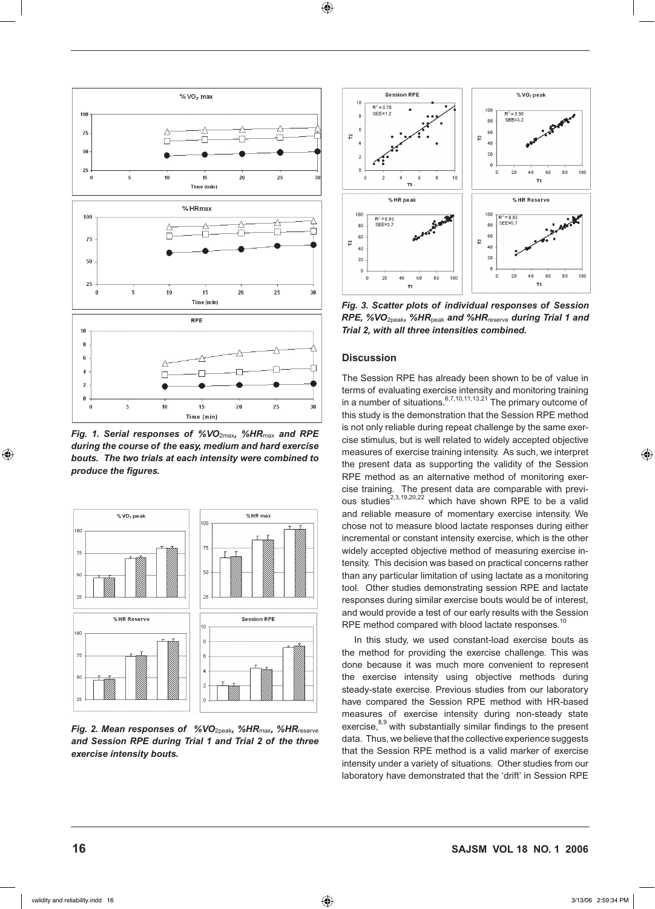*Fig. 1. Serial responses of $\%VO_{2max}$, $\%HR_{max}$ and RPE during the course of the easy, medium and hard exercise bouts. The two trials at each intensity were combined to produce the figures.*

*Fig. 2. Mean responses of $\%VO_{2peak}$, $\%HR_{max}$, $\%HR_{reserve}$ and Session RPE during Trial 1 and Trial 2 of the three exercise intensity bouts.*

*Fig. 3. Scatter plots of individual responses of Session RPE, $\%VO_{2peak}$, $\%HR_{peak}$ and $\%HR_{reserve}$ during Trial 1 and Trial 2, with all three intensities combined.*

## Discussion

The Session RPE has already been shown to be of value in terms of evaluating exercise intensity and monitoring training in a number of situations.[6,7,10,11,13,21] The primary outcome of this study is the demonstration that the Session RPE method is not only reliable during repeat challenge by the same exercise stimulus, but is well related to widely accepted objective measures of exercise training intensity. As such, we interpret the present data as supporting the validity of the Session RPE method as an alternative method of monitoring exercise training. The present data are comparable with previous studies[2,3,19,20,22] which have shown RPE to be a valid and reliable measure of momentary exercise intensity. We chose not to measure blood lactate responses during either incremental or constant intensity exercise, which is the other widely accepted objective method of measuring exercise intensity. This decision was based on practical concerns rather than any particular limitation of using lactate as a monitoring tool. Other studies demonstrating session RPE and lactate responses during similar exercise bouts would be of interest, and would provide a test of our early results with the Session RPE method compared with blood lactate responses.[10]

In this study, we used constant-load exercise bouts as the method for providing the exercise challenge. This was done because it was much more convenient to represent the exercise intensity using objective methods during steady-state exercise. Previous studies from our laboratory have compared the Session RPE method with HR-based measures of exercise intensity during non-steady state exercise,[8,9] with substantially similar findings to the present data. Thus, we believe that the collective experience suggests that the Session RPE method is a valid marker of exercise intensity under a variety of situations. Other studies from our laboratory have demonstrated that the 'drift' in Session RPE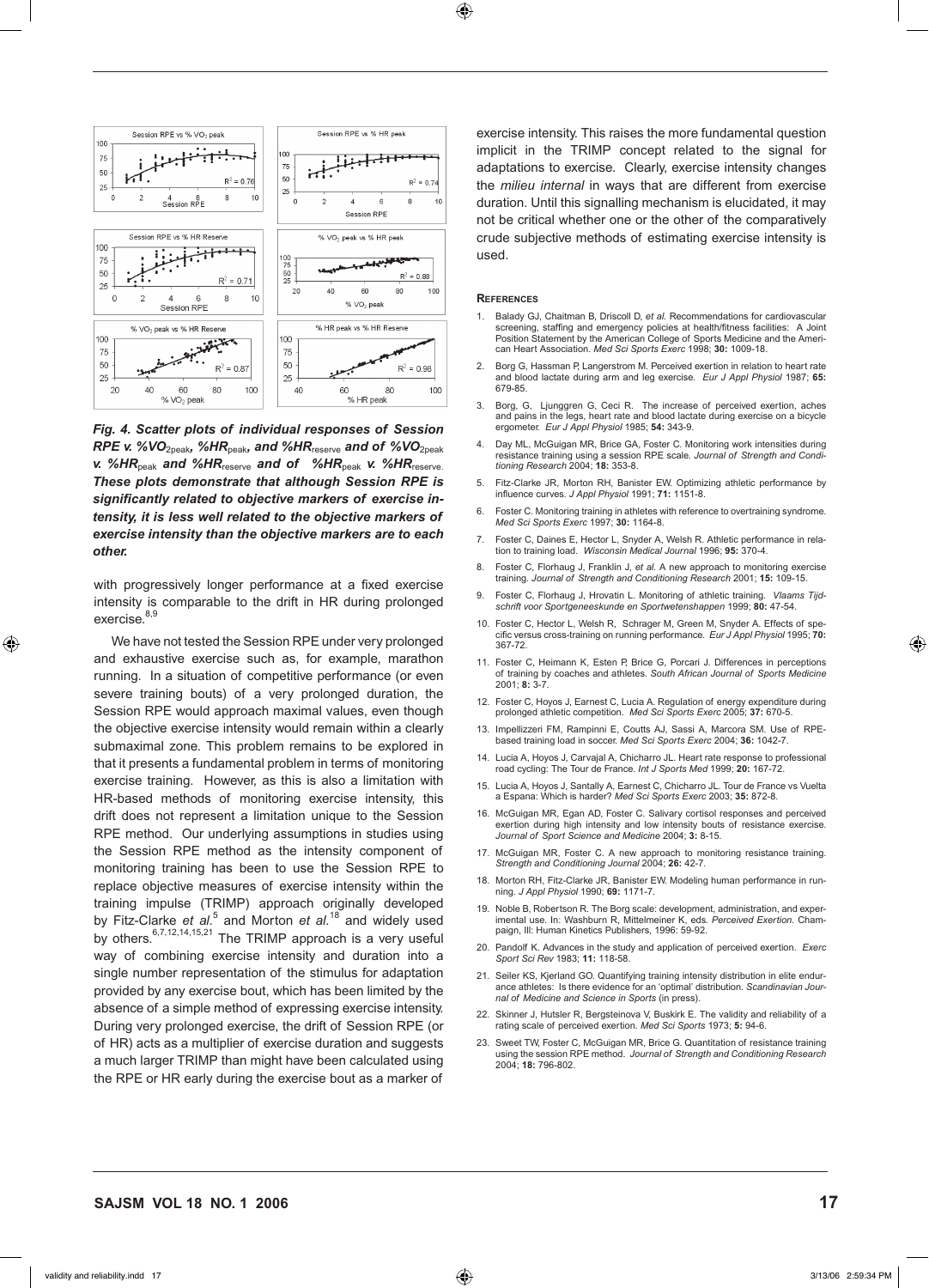Session RPE vs % $VO_2$ peak

100
75
50
25
0 2 4 6 8 10
Session RPE
$R^2$ = 0.76

Session RPE vs % HR peak

100
75
50
25
0 2 4 6 8 10
Session RPE
$R^2$ = 0.74

Session RPE vs % HR Reserve

100
75
50
25
0 2 4 6 8 10
Session RPE
$R^2$ = 0.71

% $VO_2$ peak vs % HR peak

100
75
50
25
20 40 60 80 100
% $VO_2$ peak
$R^2$ = 0.88

% $VO_2$ peak vs % HR Reserve

100
75
50
25
20 40 60 80 100
% $VO_2$ peak
$R^2$ = 0.87

% HR peak vs % HR Reserve

100
75
50
25
40 60 80 100
% HR peak
$R^2$ = 0.98

***Fig. 4. Scatter plots of individual responses of Session RPE v. $\%VO_{2peak}$, $\%HR_{peak}$, and $\%HR_{reserve}$ and of $\%VO_{2peak}$ v. $\%HR_{peak}$ and $\%HR_{reserve}$ and of $\%HR_{peak}$ v. $\%HR_{reserve}$. These plots demonstrate that although Session RPE is significantly related to objective markers of exercise intensity, it is less well related to the objective markers of exercise intensity than the objective markers are to each other.***

with progressively longer performance at a fixed exercise intensity is comparable to the drift in HR during prolonged exercise.[8,9]

We have not tested the Session RPE under very prolonged and exhaustive exercise such as, for example, marathon running. In a situation of competitive performance (or even severe training bouts) of a very prolonged duration, the Session RPE would approach maximal values, even though the objective exercise intensity would remain within a clearly submaximal zone. This problem remains to be explored in that it presents a fundamental problem in terms of monitoring exercise training. However, as this is also a limitation with HR-based methods of monitoring exercise intensity, this drift does not represent a limitation unique to the Session RPE method. Our underlying assumptions in studies using the Session RPE method as the intensity component of monitoring training has been to use the Session RPE to replace objective measures of exercise intensity within the training impulse (TRIMP) approach originally developed by Fitz-Clarke *et al.*[5] and Morton *et al.*[18] and widely used by others.[6,7,12,14,15,21] The TRIMP approach is a very useful way of combining exercise intensity and duration into a single number representation of the stimulus for adaptation provided by any exercise bout, which has been limited by the absence of a simple method of expressing exercise intensity. During very prolonged exercise, the drift of Session RPE (or of HR) acts as a multiplier of exercise duration and suggests a much larger TRIMP than might have been calculated using the RPE or HR early during the exercise bout as a marker of exercise intensity. This raises the more fundamental question implicit in the TRIMP concept related to the signal for adaptations to exercise. Clearly, exercise intensity changes the *milieu internal* in ways that are different from exercise duration. Until this signalling mechanism is elucidated, it may not be critical whether one or the other of the comparatively crude subjective methods of estimating exercise intensity is used.

## References

1. Balady GJ, Chaitman B, Driscoll D, *et al.* Recommendations for cardiovascular screening, staffing and emergency policies at health/fitness facilities: A Joint Position Statement by the American College of Sports Medicine and the American Heart Association. *Med Sci Sports Exerc* 1998; **30:** 1009-18.
2. Borg G, Hassman P, Langerstrom M. Perceived exertion in relation to heart rate and blood lactate during arm and leg exercise. *Eur J Appl Physiol* 1987; **65:** 679-85.
3. Borg, G, Ljunggren G, Ceci R. The increase of perceived exertion, aches and pains in the legs, heart rate and blood lactate during exercise on a bicycle ergometer. *Eur J Appl Physiol* 1985; **54:** 343-9.
4. Day ML, McGuigan MR, Brice GA, Foster C. Monitoring work intensities during resistance training using a session RPE scale. *Journal of Strength and Conditioning Research* 2004; **18:** 353-8.
5. Fitz-Clarke JR, Morton RH, Banister EW. Optimizing athletic performance by influence curves. *J Appl Physiol* 1991; **71:** 1151-8.
6. Foster C. Monitoring training in athletes with reference to overtraining syndrome. *Med Sci Sports Exerc* 1997; **30:** 1164-8.
7. Foster C, Daines E, Hector L, Snyder A, Welsh R. Athletic performance in relation to training load. *Wisconsin Medical Journal* 1996; **95:** 370-4.
8. Foster C, Florhaug J, Franklin J, *et al.* A new approach to monitoring exercise training. *Journal of Strength and Conditioning Research* 2001; **15:** 109-15.
9. Foster C, Florhaug J, Hrovatin L. Monitoring of athletic training. *Vlaams Tijdschrift voor Sportgeneeskunde en Sportwetenshappen* 1999; **80:** 47-54.
10. Foster C, Hector L, Welsh R, Schrager M, Green M, Snyder A. Effects of specific versus cross-training on running performance. *Eur J Appl Physiol* 1995; **70:** 367-72.
11. Foster C, Heimann K, Esten P, Brice G, Porcari J. Differences in perceptions of training by coaches and athletes. *South African Journal of Sports Medicine* 2001; **8:** 3-7.
12. Foster C, Hoyos J, Earnest C, Lucia A. Regulation of energy expenditure during prolonged athletic competition. *Med Sci Sports Exerc* 2005; **37:** 670-5.
13. Impellizzeri FM, Rampinni E, Coutts AJ, Sassi A, Marcora SM. Use of RPE-based training load in soccer. *Med Sci Sports Exerc* 2004; **36:** 1042-7.
14. Lucia A, Hoyos J, Carvajal A, Chicharro JL. Heart rate response to professional road cycling: The Tour de France. *Int J Sports Med* 1999; **20:** 167-72.
15. Lucia A, Hoyos J, Santally A, Earnest C, Chicharro JL. Tour de France vs Vuelta a Espana: Which is harder? *Med Sci Sports Exerc* 2003; **35:** 872-8.
16. McGuigan MR, Egan AD, Foster C. Salivary cortisol responses and perceived exertion during high intensity and low intensity bouts of resistance exercise. *Journal of Sport Science and Medicine* 2004; **3:** 8-15.
17. McGuigan MR, Foster C. A new approach to monitoring resistance training. *Strength and Conditioning Journal* 2004; **26:** 42-7.
18. Morton RH, Fitz-Clarke JR, Banister EW. Modeling human performance in running. *J Appl Physiol* 1990; **69:** 1171-7.
19. Noble B, Robertson R. The Borg scale: development, administration, and experimental use. In: Washburn R, Mittelmeiner K, eds. *Perceived Exertion.* Champaign, Ill: Human Kinetics Publishers, 1996: 59-92.
20. Pandolf K. Advances in the study and application of perceived exertion. *Exerc Sport Sci Rev* 1983; **11:** 118-58.
21. Seiler KS, Kjerland GO. Quantifying training intensity distribution in elite endurance athletes: Is there evidence for an 'optimal' distribution. *Scandinavian Journal of Medicine and Science in Sports* (in press).
22. Skinner J, Hutsler R, Bergsteinova V, Buskirk E. The validity and reliability of a rating scale of perceived exertion. *Med Sci Sports* 1973; **5:** 94-6.
23. Sweet TW, Foster C, McGuigan MR, Brice G. Quantitation of resistance training using the session RPE method. *Journal of Strength and Conditioning Research* 2004; **18:** 796-802.